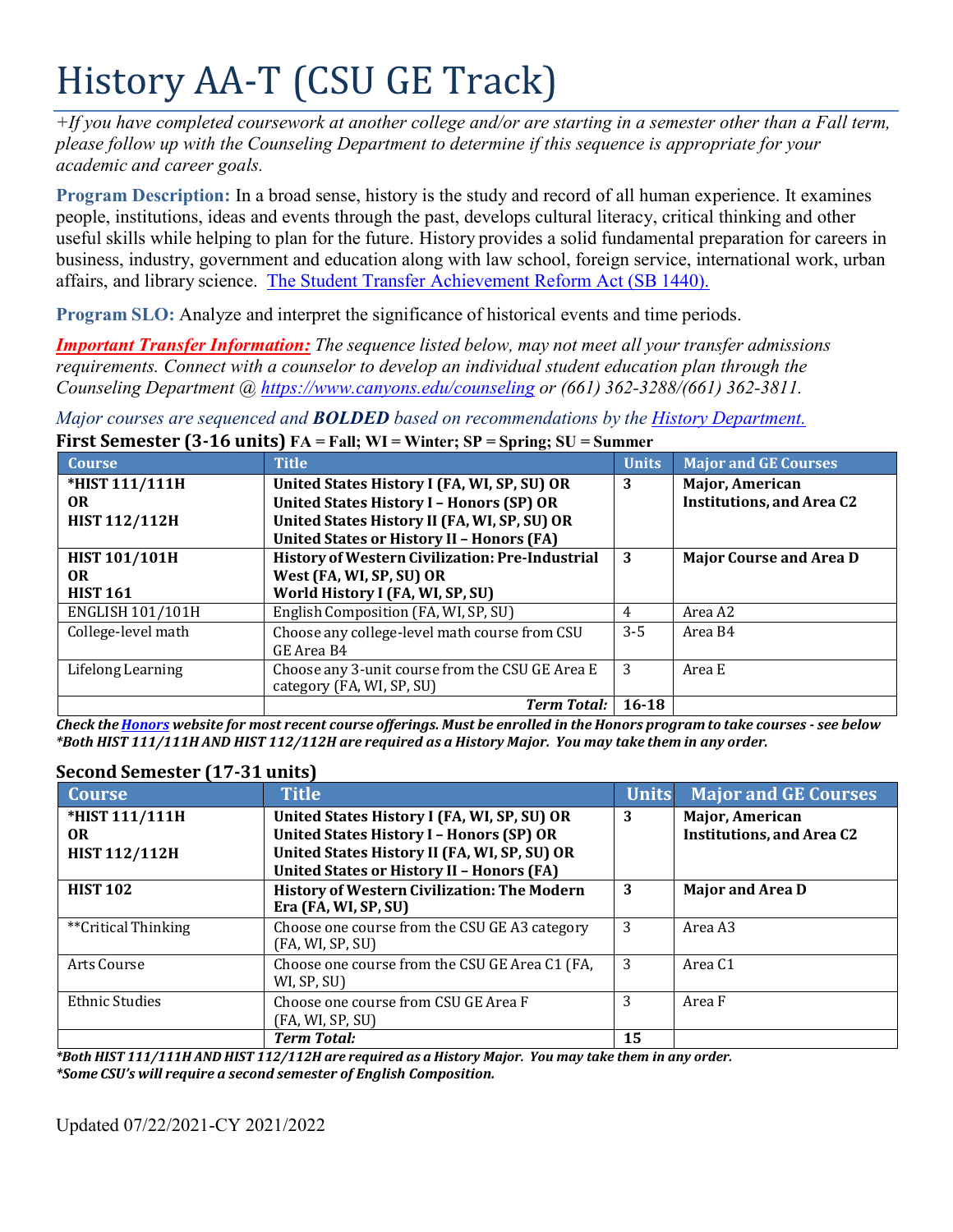# History AA-T (CSU GE Track)

*+If you have completed coursework at another college and/or are starting in a semester other than a Fall term, please follow up with the Counseling Department to determine if this sequence is appropriate for your academic and career goals.*

**Program Description:** In a broad sense, history is the study and record of all human experience. It examines people, institutions, ideas and events through the past, develops cultural literacy, critical thinking and other useful skills while helping to plan for the future. History provides a solid fundamental preparation for careers in business, industry, government and education along with law school, foreign service, international work, urban affairs, and library science. The Student Transfer Achievement Reform Act (SB 1440).

**Program SLO:** Analyze and interpret the significance of historical events and time periods.

***Important Transfer Information:*** *The sequence listed below, may not meet all your transfer admissions requirements. Connect with a counselor to develop an individual student education plan through the Counseling Department @ https://www.canyons.edu/counseling or (661) 362-3288/(661) 362-3811.*

*Major courses are sequenced and **BOLDED** based on recommendations by the History Department.*

**First Semester (3-16 units)** FA = Fall; WI = Winter; SP = Spring; SU = Summer

| Course | Title | Units | Major and GE Courses |
|---|---|---|---|
| **\*HIST 111/111H OR HIST 112/112H** | **United States History I (FA, WI, SP, SU) OR United States History I – Honors (SP) OR United States History II (FA, WI, SP, SU) OR United States or History II – Honors (FA)** | **3** | **Major, American Institutions, and Area C2** |
| **HIST 101/101H OR HIST 161** | **History of Western Civilization: Pre-Industrial West (FA, WI, SP, SU) OR World History I (FA, WI, SP, SU)** | **3** | **Major Course and Area D** |
| ENGLISH 101/101H | English Composition (FA, WI, SP, SU) | 4 | Area A2 |
| College-level math | Choose any college-level math course from CSU GE Area B4 | 3-5 | Area B4 |
| Lifelong Learning | Choose any 3-unit course from the CSU GE Area E category (FA, WI, SP, SU) | 3 | Area E |
| | ***Term Total:*** | **16-18** | |

***Check the Honors website for most recent course offerings. Must be enrolled in the Honors program to take courses - see below***
***\*Both HIST 111/111H AND HIST 112/112H are required as a History Major. You may take them in any order.***

**Second Semester (17-31 units)**

| Course | Title | Units | Major and GE Courses |
|---|---|---|---|
| **\*HIST 111/111H OR HIST 112/112H** | **United States History I (FA, WI, SP, SU) OR United States History I – Honors (SP) OR United States History II (FA, WI, SP, SU) OR United States or History II – Honors (FA)** | **3** | **Major, American Institutions, and Area C2** |
| **HIST 102** | **History of Western Civilization: The Modern Era (FA, WI, SP, SU)** | **3** | **Major and Area D** |
| \*\*Critical Thinking | Choose one course from the CSU GE A3 category (FA, WI, SP, SU) | 3 | Area A3 |
| Arts Course | Choose one course from the CSU GE Area C1 (FA, WI, SP, SU) | 3 | Area C1 |
| Ethnic Studies | Choose one course from CSU GE Area F (FA, WI, SP, SU) | 3 | Area F |
| | ***Term Total:*** | **15** | |

***\*Both HIST 111/111H AND HIST 112/112H are required as a History Major. You may take them in any order.***
***\*Some CSU's will require a second semester of English Composition.***

Updated 07/22/2021-CY 2021/2022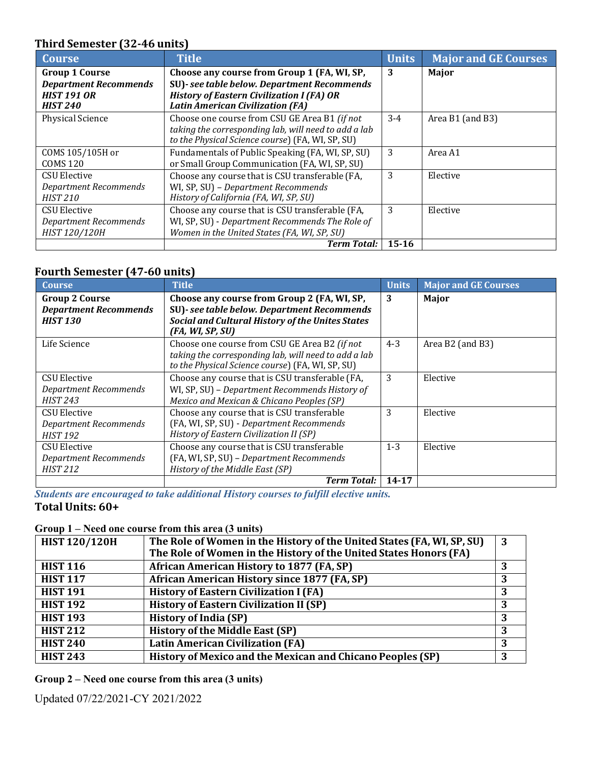## Third Semester (32-46 units)

| Course | Title | Units | Major and GE Courses |
|---|---|---|---|
| **Group 1 Course** ***Department Recommends HIST 191 OR HIST 240*** | **Choose any course from Group 1 (FA, WI, SP, SU)-** ***see table below. Department Recommends History of Eastern Civilization I (FA) OR Latin American Civilization (FA)*** | **3** | **Major** |
| Physical Science | Choose one course from CSU GE Area B1 *(if not taking the corresponding lab, will need to add a lab to the Physical Science course*) (FA, WI, SP, SU) | 3-4 | Area B1 (and B3) |
| COMS 105/105H or COMS 120 | Fundamentals of Public Speaking (FA, WI, SP, SU) or Small Group Communication (FA, WI, SP, SU) | 3 | Area A1 |
| CSU Elective *Department Recommends HIST 210* | Choose any course that is CSU transferable (FA, WI, SP, SU) – *Department Recommends History of California (FA, WI, SP, SU)* | 3 | Elective |
| CSU Elective *Department Recommends HIST 120/120H* | Choose any course that is CSU transferable (FA, WI, SP, SU) - *Department Recommends The Role of Women in the United States (FA, WI, SP, SU)* | 3 | Elective |
| | ***Term Total:*** | **15-16** | |

## Fourth Semester (47-60 units)

| Course | Title | Units | Major and GE Courses |
|---|---|---|---|
| **Group 2 Course** ***Department Recommends HIST 130*** | **Choose any course from Group 2 (FA, WI, SP, SU)-** ***see table below. Department Recommends Social and Cultural History of the Unites States (FA, WI, SP, SU)*** | **3** | **Major** |
| Life Science | Choose one course from CSU GE Area B2 *(if not taking the corresponding lab, will need to add a lab to the Physical Science course*) (FA, WI, SP, SU) | 4-3 | Area B2 (and B3) |
| CSU Elective *Department Recommends HIST 243* | Choose any course that is CSU transferable (FA, WI, SP, SU) – *Department Recommends History of Mexico and Mexican & Chicano Peoples (SP)* | 3 | Elective |
| CSU Elective *Department Recommends HIST 192* | Choose any course that is CSU transferable (FA, WI, SP, SU) - *Department Recommends History of Eastern Civilization II (SP)* | 3 | Elective |
| CSU Elective *Department Recommends HIST 212* | Choose any course that is CSU transferable (FA, WI, SP, SU) – *Department Recommends History of the Middle East (SP)* | 1-3 | Elective |
| | ***Term Total:*** | **14-17** | |

***Students are encouraged to take additional History courses to fulfill elective units.***

**Total Units: 60+**

**Group 1 – Need one course from this area (3 units)**

| | | |
|---|---|---|
| **HIST 120/120H** | **The Role of Women in the History of the United States (FA, WI, SP, SU) The Role of Women in the History of the United States Honors (FA)** | **3** |
| **HIST 116** | **African American History to 1877 (FA, SP)** | **3** |
| **HIST 117** | **African American History since 1877 (FA, SP)** | **3** |
| **HIST 191** | **History of Eastern Civilization I (FA)** | **3** |
| **HIST 192** | **History of Eastern Civilization II (SP)** | **3** |
| **HIST 193** | **History of India (SP)** | **3** |
| **HIST 212** | **History of the Middle East (SP)** | **3** |
| **HIST 240** | **Latin American Civilization (FA)** | **3** |
| **HIST 243** | **History of Mexico and the Mexican and Chicano Peoples (SP)** | **3** |

**Group 2 – Need one course from this area (3 units)**

Updated 07/22/2021-CY 2021/2022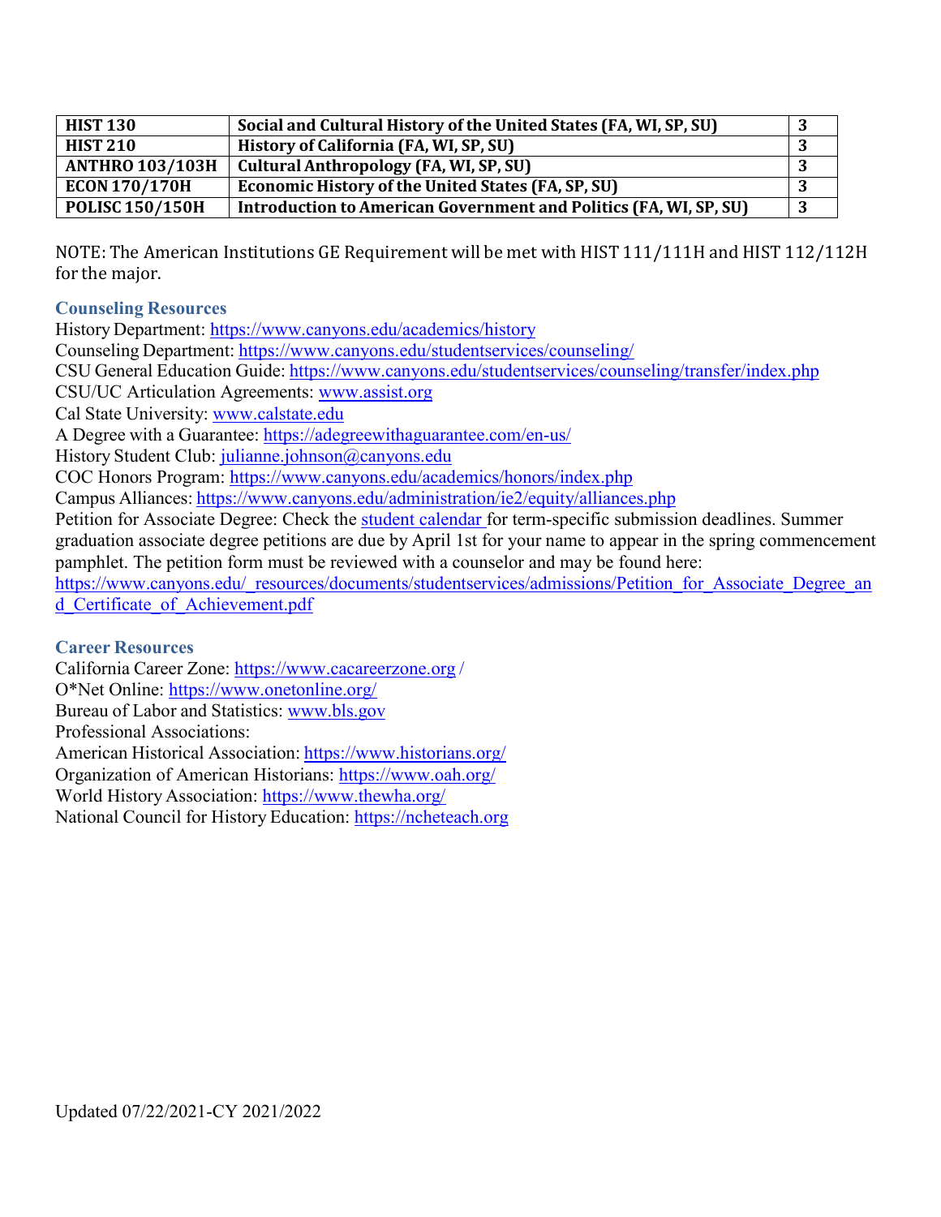| | | |
|---|---|---|
| **HIST 130** | **Social and Cultural History of the United States (FA, WI, SP, SU)** | **3** |
| **HIST 210** | **History of California (FA, WI, SP, SU)** | **3** |
| **ANTHRO 103/103H** | **Cultural Anthropology (FA, WI, SP, SU)** | **3** |
| **ECON 170/170H** | **Economic History of the United States (FA, SP, SU)** | **3** |
| **POLISC 150/150H** | **Introduction to American Government and Politics (FA, WI, SP, SU)** | **3** |

NOTE: The American Institutions GE Requirement will be met with HIST 111/111H and HIST 112/112H for the major.

### Counseling Resources

History Department: https://www.canyons.edu/academics/history
Counseling Department: https://www.canyons.edu/studentservices/counseling/
CSU General Education Guide: https://www.canyons.edu/studentservices/counseling/transfer/index.php
CSU/UC Articulation Agreements: www.assist.org
Cal State University: www.calstate.edu
A Degree with a Guarantee: https://adegreewithaguarantee.com/en-us/
History Student Club: julianne.johnson@canyons.edu
COC Honors Program: https://www.canyons.edu/academics/honors/index.php
Campus Alliances: https://www.canyons.edu/administration/ie2/equity/alliances.php
Petition for Associate Degree: Check the student calendar for term-specific submission deadlines. Summer graduation associate degree petitions are due by April 1st for your name to appear in the spring commencement pamphlet. The petition form must be reviewed with a counselor and may be found here: https://www.canyons.edu/_resources/documents/studentservices/admissions/Petition_for_Associate_Degree_and_Certificate_of_Achievement.pdf

### Career Resources

California Career Zone: https://www.cacareerzone.org /
O*Net Online: https://www.onetonline.org/
Bureau of Labor and Statistics: www.bls.gov
Professional Associations:
American Historical Association: https://www.historians.org/
Organization of American Historians: https://www.oah.org/
World History Association: https://www.thewha.org/
National Council for History Education: https://ncheteach.org

Updated 07/22/2021-CY 2021/2022